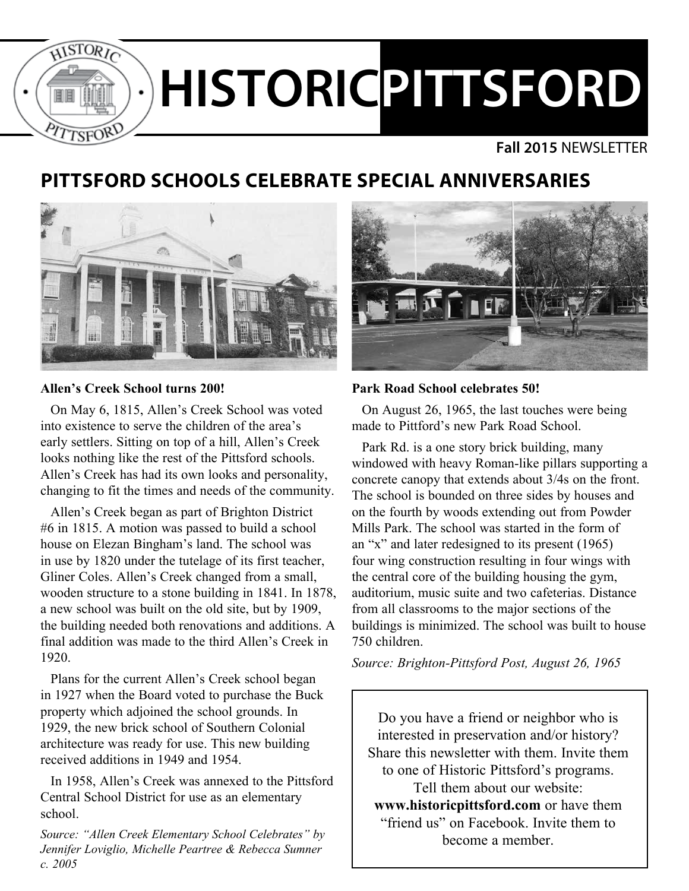# HISTORIC PITTSFORD

**Fall 2015** NEWSLETTER

## PITTSFORD SCHOOLS CELEBRATE SPECIAL ANNIVERSARIES

**Allen's Creek School turns 200!**

On May 6, 1815, Allen's Creek School was voted into existence to serve the children of the area's early settlers. Sitting on top of a hill, Allen's Creek looks nothing like the rest of the Pittsford schools. Allen's Creek has had its own looks and personality, changing to fit the times and needs of the community.

Allen's Creek began as part of Brighton District #6 in 1815. A motion was passed to build a school house on Elezan Bingham's land. The school was in use by 1820 under the tutelage of its first teacher, Gliner Coles. Allen's Creek changed from a small, wooden structure to a stone building in 1841. In 1878, a new school was built on the old site, but by 1909, the building needed both renovations and additions. A final addition was made to the third Allen's Creek in 1920.

Plans for the current Allen's Creek school began in 1927 when the Board voted to purchase the Buck property which adjoined the school grounds. In 1929, the new brick school of Southern Colonial architecture was ready for use. This new building received additions in 1949 and 1954.

In 1958, Allen's Creek was annexed to the Pittsford Central School District for use as an elementary school.

*Source: "Allen Creek Elementary School Celebrates" by Jennifer Loviglio, Michelle Peartree & Rebecca Sumner c. 2005*

**Park Road School celebrates 50!**

On August 26, 1965, the last touches were being made to Pittford's new Park Road School.

Park Rd. is a one story brick building, many windowed with heavy Roman-like pillars supporting a concrete canopy that extends about 3/4s on the front. The school is bounded on three sides by houses and on the fourth by woods extending out from Powder Mills Park. The school was started in the form of an "x" and later redesigned to its present (1965) four wing construction resulting in four wings with the central core of the building housing the gym, auditorium, music suite and two cafeterias. Distance from all classrooms to the major sections of the buildings is minimized. The school was built to house 750 children.

*Source: Brighton-Pittsford Post, August 26, 1965*

Do you have a friend or neighbor who is interested in preservation and/or history? Share this newsletter with them. Invite them to one of Historic Pittsford's programs. Tell them about our website: **www.historicpittsford.com** or have them "friend us" on Facebook. Invite them to become a member.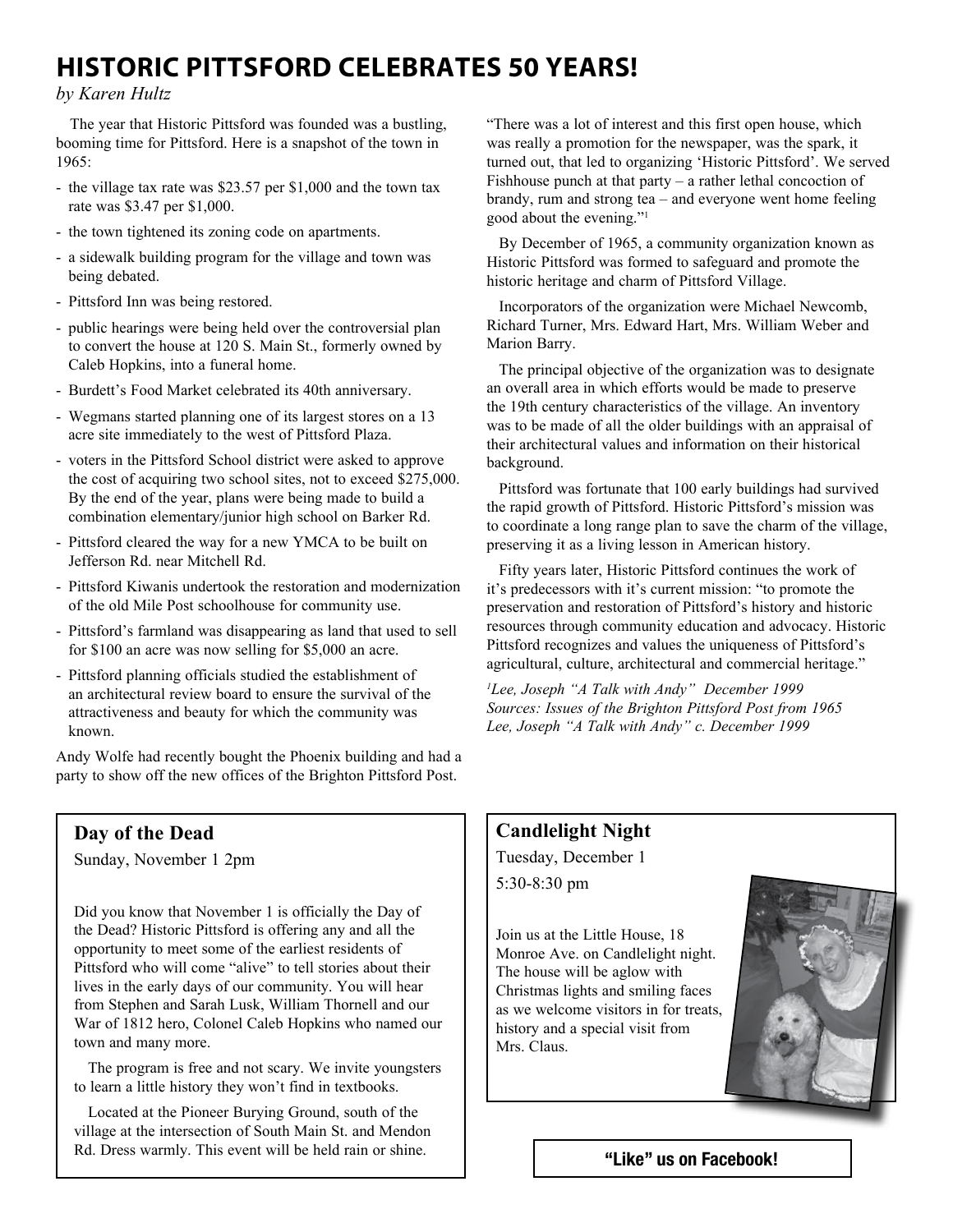# HISTORIC PITTSFORD CELEBRATES 50 YEARS!

*by Karen Hultz*

The year that Historic Pittsford was founded was a bustling, booming time for Pittsford. Here is a snapshot of the town in 1965:

- the village tax rate was $23.57 per $1,000 and the town tax rate was $3.47 per $1,000.
- the town tightened its zoning code on apartments.
- a sidewalk building program for the village and town was being debated.
- Pittsford Inn was being restored.
- public hearings were being held over the controversial plan to convert the house at 120 S. Main St., formerly owned by Caleb Hopkins, into a funeral home.
- Burdett's Food Market celebrated its 40th anniversary.
- Wegmans started planning one of its largest stores on a 13 acre site immediately to the west of Pittsford Plaza.
- voters in the Pittsford School district were asked to approve the cost of acquiring two school sites, not to exceed $275,000. By the end of the year, plans were being made to build a combination elementary/junior high school on Barker Rd.
- Pittsford cleared the way for a new YMCA to be built on Jefferson Rd. near Mitchell Rd.
- Pittsford Kiwanis undertook the restoration and modernization of the old Mile Post schoolhouse for community use.
- Pittsford's farmland was disappearing as land that used to sell for $100 an acre was now selling for $5,000 an acre.
- Pittsford planning officials studied the establishment of an architectural review board to ensure the survival of the attractiveness and beauty for which the community was known.

Andy Wolfe had recently bought the Phoenix building and had a party to show off the new offices of the Brighton Pittsford Post. "There was a lot of interest and this first open house, which was really a promotion for the newspaper, was the spark, it turned out, that led to organizing 'Historic Pittsford'. We served Fishhouse punch at that party – a rather lethal concoction of brandy, rum and strong tea – and everyone went home feeling good about the evening."[1]

By December of 1965, a community organization known as Historic Pittsford was formed to safeguard and promote the historic heritage and charm of Pittsford Village.

Incorporators of the organization were Michael Newcomb, Richard Turner, Mrs. Edward Hart, Mrs. William Weber and Marion Barry.

The principal objective of the organization was to designate an overall area in which efforts would be made to preserve the 19th century characteristics of the village. An inventory was to be made of all the older buildings with an appraisal of their architectural values and information on their historical background.

Pittsford was fortunate that 100 early buildings had survived the rapid growth of Pittsford. Historic Pittsford's mission was to coordinate a long range plan to save the charm of the village, preserving it as a living lesson in American history.

Fifty years later, Historic Pittsford continues the work of it's predecessors with it's current mission: "to promote the preservation and restoration of Pittsford's history and historic resources through community education and advocacy. Historic Pittsford recognizes and values the uniqueness of Pittsford's agricultural, culture, architectural and commercial heritage."

*[1]Lee, Joseph "A Talk with Andy" December 1999*
*Sources: Issues of the Brighton Pittsford Post from 1965*
*Lee, Joseph "A Talk with Andy" c. December 1999*

## Day of the Dead

Sunday, November 1 2pm

Did you know that November 1 is officially the Day of the Dead? Historic Pittsford is offering any and all the opportunity to meet some of the earliest residents of Pittsford who will come "alive" to tell stories about their lives in the early days of our community. You will hear from Stephen and Sarah Lusk, William Thornell and our War of 1812 hero, Colonel Caleb Hopkins who named our town and many more.

The program is free and not scary. We invite youngsters to learn a little history they won't find in textbooks.

Located at the Pioneer Burying Ground, south of the village at the intersection of South Main St. and Mendon Rd. Dress warmly. This event will be held rain or shine.

## Candlelight Night

Tuesday, December 1

5:30-8:30 pm

Join us at the Little House, 18 Monroe Ave. on Candlelight night. The house will be aglow with Christmas lights and smiling faces as we welcome visitors in for treats, history and a special visit from Mrs. Claus.

**"Like" us on Facebook!**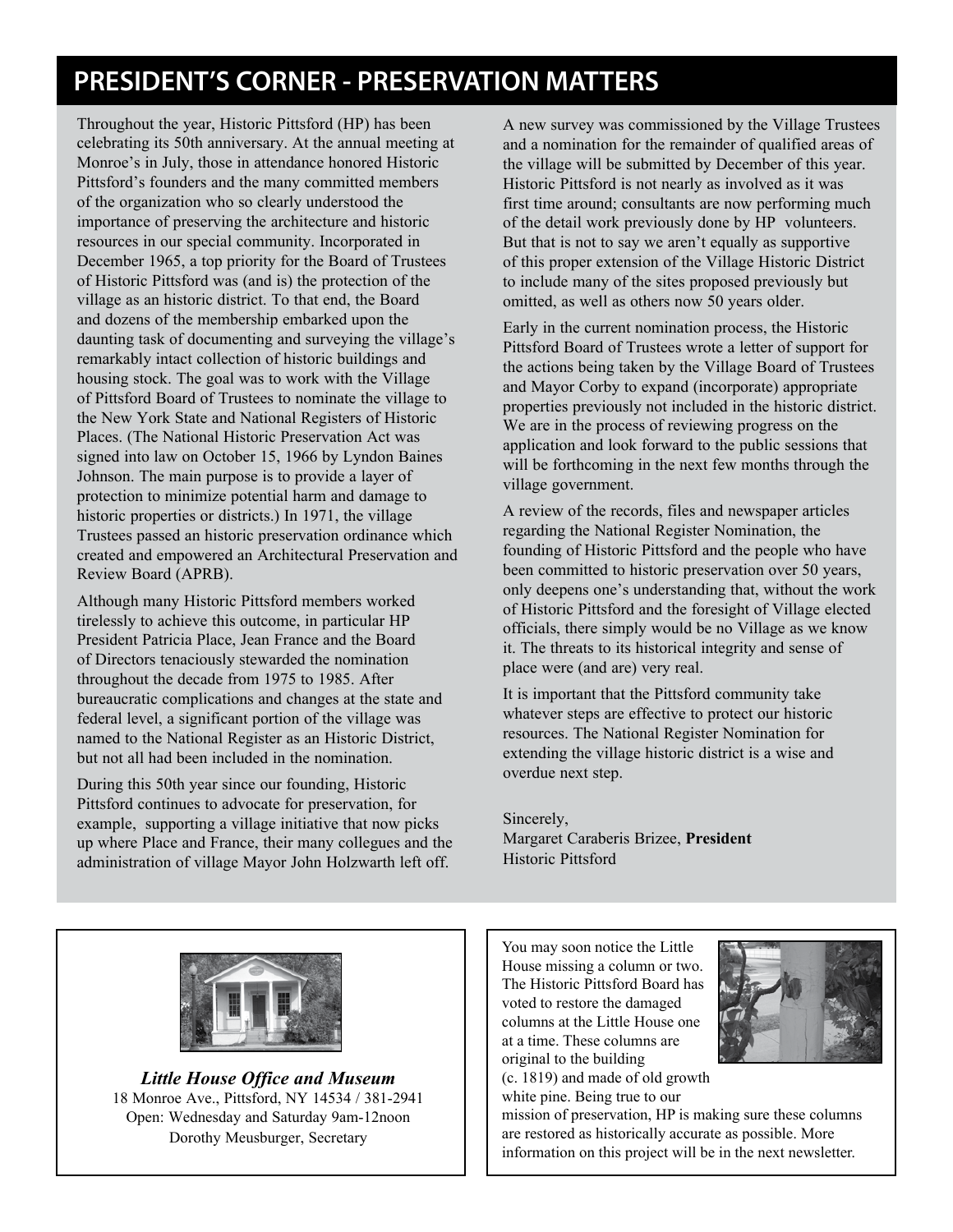# PRESIDENT'S CORNER - PRESERVATION MATTERS

Throughout the year, Historic Pittsford (HP) has been celebrating its 50th anniversary. At the annual meeting at Monroe's in July, those in attendance honored Historic Pittsford's founders and the many committed members of the organization who so clearly understood the importance of preserving the architecture and historic resources in our special community. Incorporated in December 1965, a top priority for the Board of Trustees of Historic Pittsford was (and is) the protection of the village as an historic district. To that end, the Board and dozens of the membership embarked upon the daunting task of documenting and surveying the village's remarkably intact collection of historic buildings and housing stock. The goal was to work with the Village of Pittsford Board of Trustees to nominate the village to the New York State and National Registers of Historic Places. (The National Historic Preservation Act was signed into law on October 15, 1966 by Lyndon Baines Johnson. The main purpose is to provide a layer of protection to minimize potential harm and damage to historic properties or districts.) In 1971, the village Trustees passed an historic preservation ordinance which created and empowered an Architectural Preservation and Review Board (APRB).

Although many Historic Pittsford members worked tirelessly to achieve this outcome, in particular HP President Patricia Place, Jean France and the Board of Directors tenaciously stewarded the nomination throughout the decade from 1975 to 1985. After bureaucratic complications and changes at the state and federal level, a significant portion of the village was named to the National Register as an Historic District, but not all had been included in the nomination.

During this 50th year since our founding, Historic Pittsford continues to advocate for preservation, for example, supporting a village initiative that now picks up where Place and France, their many collegues and the administration of village Mayor John Holzwarth left off.

A new survey was commissioned by the Village Trustees and a nomination for the remainder of qualified areas of the village will be submitted by December of this year. Historic Pittsford is not nearly as involved as it was first time around; consultants are now performing much of the detail work previously done by HP volunteers. But that is not to say we aren't equally as supportive of this proper extension of the Village Historic District to include many of the sites proposed previously but omitted, as well as others now 50 years older.

Early in the current nomination process, the Historic Pittsford Board of Trustees wrote a letter of support for the actions being taken by the Village Board of Trustees and Mayor Corby to expand (incorporate) appropriate properties previously not included in the historic district. We are in the process of reviewing progress on the application and look forward to the public sessions that will be forthcoming in the next few months through the village government.

A review of the records, files and newspaper articles regarding the National Register Nomination, the founding of Historic Pittsford and the people who have been committed to historic preservation over 50 years, only deepens one's understanding that, without the work of Historic Pittsford and the foresight of Village elected officials, there simply would be no Village as we know it. The threats to its historical integrity and sense of place were (and are) very real.

It is important that the Pittsford community take whatever steps are effective to protect our historic resources. The National Register Nomination for extending the village historic district is a wise and overdue next step.

Sincerely,
Margaret Caraberis Brizee, **President**
Historic Pittsford

***Little House Office and Museum***
18 Monroe Ave., Pittsford, NY 14534 / 381-2941
Open: Wednesday and Saturday 9am-12noon
Dorothy Meusburger, Secretary

You may soon notice the Little House missing a column or two. The Historic Pittsford Board has voted to restore the damaged columns at the Little House one at a time. These columns are original to the building (c. 1819) and made of old growth white pine. Being true to our mission of preservation, HP is making sure these columns are restored as historically accurate as possible. More information on this project will be in the next newsletter.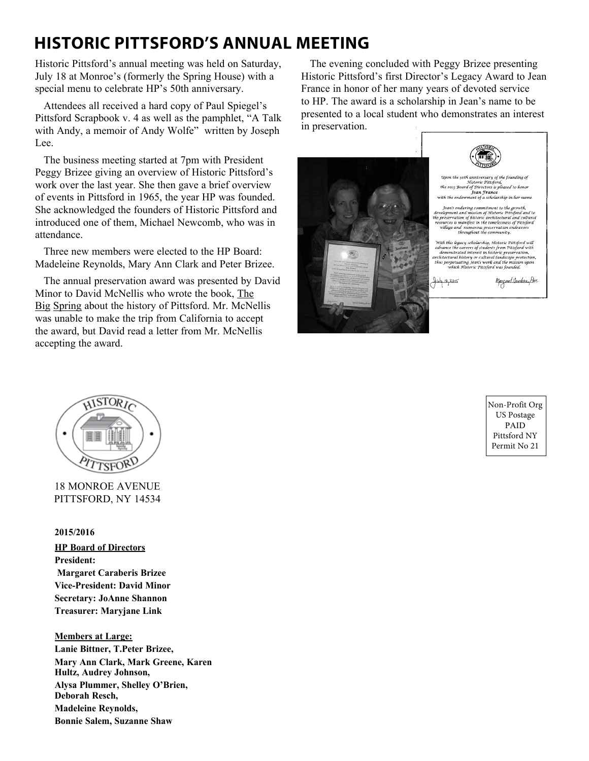# HISTORIC PITTSFORD'S ANNUAL MEETING

Historic Pittsford's annual meeting was held on Saturday, July 18 at Monroe's (formerly the Spring House) with a special menu to celebrate HP's 50th anniversary.

Attendees all received a hard copy of Paul Spiegel's Pittsford Scrapbook v. 4 as well as the pamphlet, "A Talk with Andy, a memoir of Andy Wolfe" written by Joseph Lee.

The business meeting started at 7pm with President Peggy Brizee giving an overview of Historic Pittsford's work over the last year. She then gave a brief overview of events in Pittsford in 1965, the year HP was founded. She acknowledged the founders of Historic Pittsford and introduced one of them, Michael Newcomb, who was in attendance.

Three new members were elected to the HP Board: Madeleine Reynolds, Mary Ann Clark and Peter Brizee.

The annual preservation award was presented by David Minor to David McNellis who wrote the book, The Big Spring about the history of Pittsford. Mr. McNellis was unable to make the trip from California to accept the award, but David read a letter from Mr. McNellis accepting the award.

The evening concluded with Peggy Brizee presenting Historic Pittsford's first Director's Legacy Award to Jean France in honor of her many years of devoted service to HP. The award is a scholarship in Jean's name to be presented to a local student who demonstrates an interest in preservation.

*Upon the 50th anniversary of the founding of Historic Pittsford, the 2015 Board of Directors is pleased to honor* **Jean France** *with the endowment of a scholarship in her name.*

*Jean's enduring commitment to the growth, development and mission of Historic Pittsford and to the preservation of historic architectural and cultural resources is manifest in the timelessness of Pittsford village and numerous preservation endeavors throughout the community.*

*With this legacy scholarship, Historic Pittsford will advance the careers of students from Pittsford with demonstrated interest in historic preservation, architectural history or cultural landscape protection, thus perpetuating Jean's work and the mission upon which Historic Pittsford was founded.*

July 18, 2015 — Margaret Caraberis, Pres.

HISTORIC PITTSFORD

18 MONROE AVENUE
PITTSFORD, NY 14534

Non-Profit Org
US Postage
PAID
Pittsford NY
Permit No 21

**2015/2016**

**HP Board of Directors**

**President:**
**Margaret Caraberis Brizee**
**Vice-President: David Minor**
**Secretary: JoAnne Shannon**
**Treasurer: Maryjane Link**

**Members at Large:**
**Lanie Bittner, T.Peter Brizee,**
**Mary Ann Clark, Mark Greene, Karen Hultz, Audrey Johnson,**
**Alysa Plummer, Shelley O'Brien, Deborah Resch,**
**Madeleine Reynolds,**
**Bonnie Salem, Suzanne Shaw**